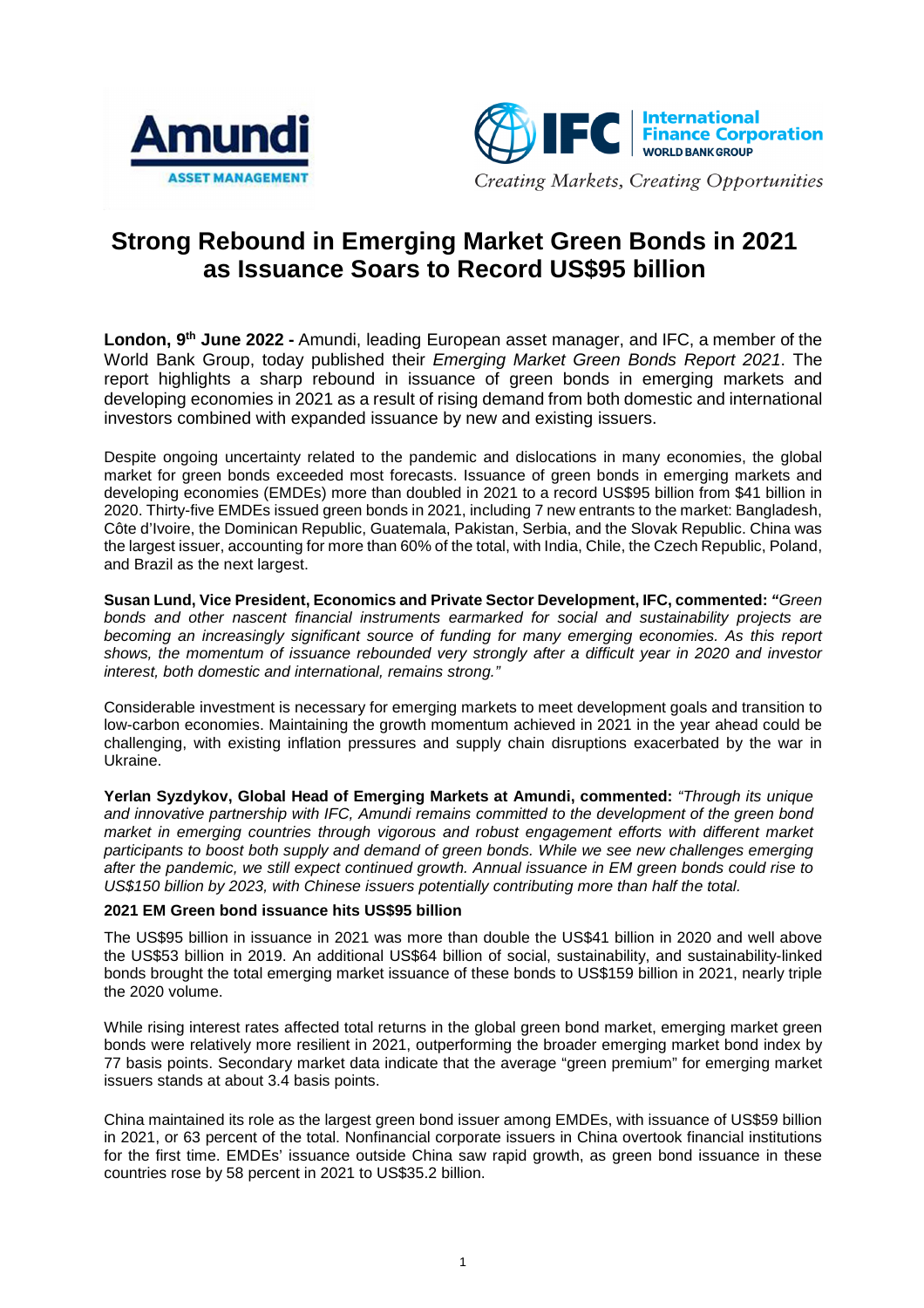# Strong Rebound in Emerging Market Green Bonds in 2021 as Issuance Soars to Record US$95 billion

**London, 9th June 2022 -** Amundi, leading European asset manager, and IFC, a member of the World Bank Group, today published their *Emerging Market Green Bonds Report 2021*. The report highlights a sharp rebound in issuance of green bonds in emerging markets and developing economies in 2021 as a result of rising demand from both domestic and international investors combined with expanded issuance by new and existing issuers.

Despite ongoing uncertainty related to the pandemic and dislocations in many economies, the global market for green bonds exceeded most forecasts. Issuance of green bonds in emerging markets and developing economies (EMDEs) more than doubled in 2021 to a record US$95 billion from $41 billion in 2020. Thirty-five EMDEs issued green bonds in 2021, including 7 new entrants to the market: Bangladesh, Côte d'Ivoire, the Dominican Republic, Guatemala, Pakistan, Serbia, and the Slovak Republic. China was the largest issuer, accounting for more than 60% of the total, with India, Chile, the Czech Republic, Poland, and Brazil as the next largest.

**Susan Lund, Vice President, Economics and Private Sector Development, IFC, commented: "***Green bonds and other nascent financial instruments earmarked for social and sustainability projects are becoming an increasingly significant source of funding for many emerging economies. As this report shows, the momentum of issuance rebounded very strongly after a difficult year in 2020 and investor interest, both domestic and international, remains strong."*

Considerable investment is necessary for emerging markets to meet development goals and transition to low-carbon economies. Maintaining the growth momentum achieved in 2021 in the year ahead could be challenging, with existing inflation pressures and supply chain disruptions exacerbated by the war in Ukraine.

**Yerlan Syzdykov, Global Head of Emerging Markets at Amundi, commented:** *"Through its unique and innovative partnership with IFC, Amundi remains committed to the development of the green bond market in emerging countries through vigorous and robust engagement efforts with different market participants to boost both supply and demand of green bonds. While we see new challenges emerging after the pandemic, we still expect continued growth. Annual issuance in EM green bonds could rise to US$150 billion by 2023, with Chinese issuers potentially contributing more than half the total.*

**2021 EM Green bond issuance hits US$95 billion**

The US$95 billion in issuance in 2021 was more than double the US$41 billion in 2020 and well above the US$53 billion in 2019. An additional US$64 billion of social, sustainability, and sustainability-linked bonds brought the total emerging market issuance of these bonds to US$159 billion in 2021, nearly triple the 2020 volume.

While rising interest rates affected total returns in the global green bond market, emerging market green bonds were relatively more resilient in 2021, outperforming the broader emerging market bond index by 77 basis points. Secondary market data indicate that the average "green premium" for emerging market issuers stands at about 3.4 basis points.

China maintained its role as the largest green bond issuer among EMDEs, with issuance of US$59 billion in 2021, or 63 percent of the total. Nonfinancial corporate issuers in China overtook financial institutions for the first time. EMDEs' issuance outside China saw rapid growth, as green bond issuance in these countries rose by 58 percent in 2021 to US$35.2 billion.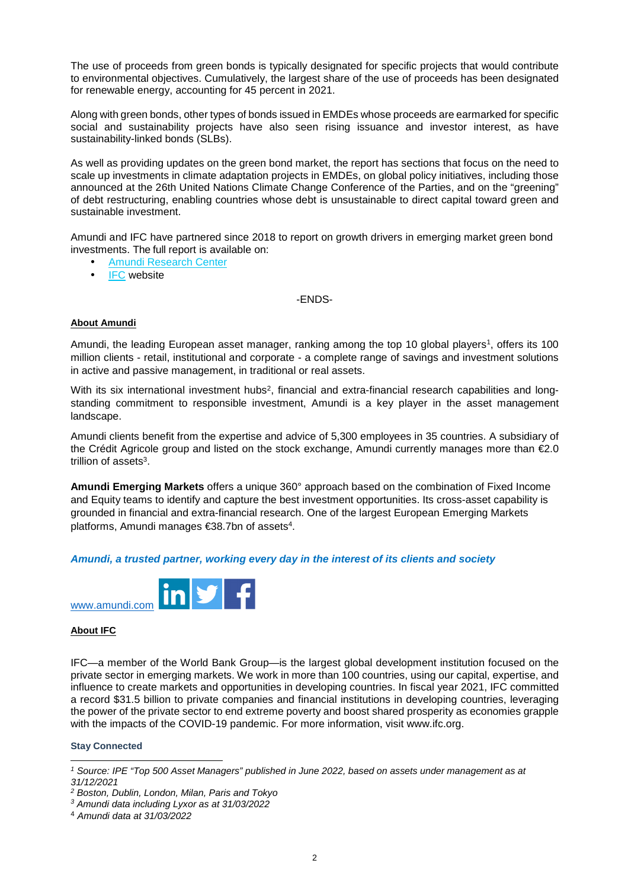The use of proceeds from green bonds is typically designated for specific projects that would contribute to environmental objectives. Cumulatively, the largest share of the use of proceeds has been designated for renewable energy, accounting for 45 percent in 2021.

Along with green bonds, other types of bonds issued in EMDEs whose proceeds are earmarked for specific social and sustainability projects have also seen rising issuance and investor interest, as have sustainability-linked bonds (SLBs).

As well as providing updates on the green bond market, the report has sections that focus on the need to scale up investments in climate adaptation projects in EMDEs, on global policy initiatives, including those announced at the 26th United Nations Climate Change Conference of the Parties, and on the "greening" of debt restructuring, enabling countries whose debt is unsustainable to direct capital toward green and sustainable investment.

Amundi and IFC have partnered since 2018 to report on growth drivers in emerging market green bond investments. The full report is available on:

- Amundi Research Center
- IFC website

-ENDS-

**About Amundi**

Amundi, the leading European asset manager, ranking among the top 10 global players[1], offers its 100 million clients - retail, institutional and corporate - a complete range of savings and investment solutions in active and passive management, in traditional or real assets.

With its six international investment hubs[2], financial and extra-financial research capabilities and long-standing commitment to responsible investment, Amundi is a key player in the asset management landscape.

Amundi clients benefit from the expertise and advice of 5,300 employees in 35 countries. A subsidiary of the Crédit Agricole group and listed on the stock exchange, Amundi currently manages more than €2.0 trillion of assets[3].

**Amundi Emerging Markets** offers a unique 360° approach based on the combination of Fixed Income and Equity teams to identify and capture the best investment opportunities. Its cross-asset capability is grounded in financial and extra-financial research. One of the largest European Emerging Markets platforms, Amundi manages €38.7bn of assets[4].

***Amundi, a trusted partner, working every day in the interest of its clients and society***

www.amundi.com

**About IFC**

IFC—a member of the World Bank Group—is the largest global development institution focused on the private sector in emerging markets. We work in more than 100 countries, using our capital, expertise, and influence to create markets and opportunities in developing countries. In fiscal year 2021, IFC committed a record $31.5 billion to private companies and financial institutions in developing countries, leveraging the power of the private sector to end extreme poverty and boost shared prosperity as economies grapple with the impacts of the COVID-19 pandemic. For more information, visit www.ifc.org.

**Stay Connected**

---

[1] *Source: IPE "Top 500 Asset Managers" published in June 2022, based on assets under management as at 31/12/2021*

[2] *Boston, Dublin, London, Milan, Paris and Tokyo*

[3] *Amundi data including Lyxor as at 31/03/2022*

[4] *Amundi data at 31/03/2022*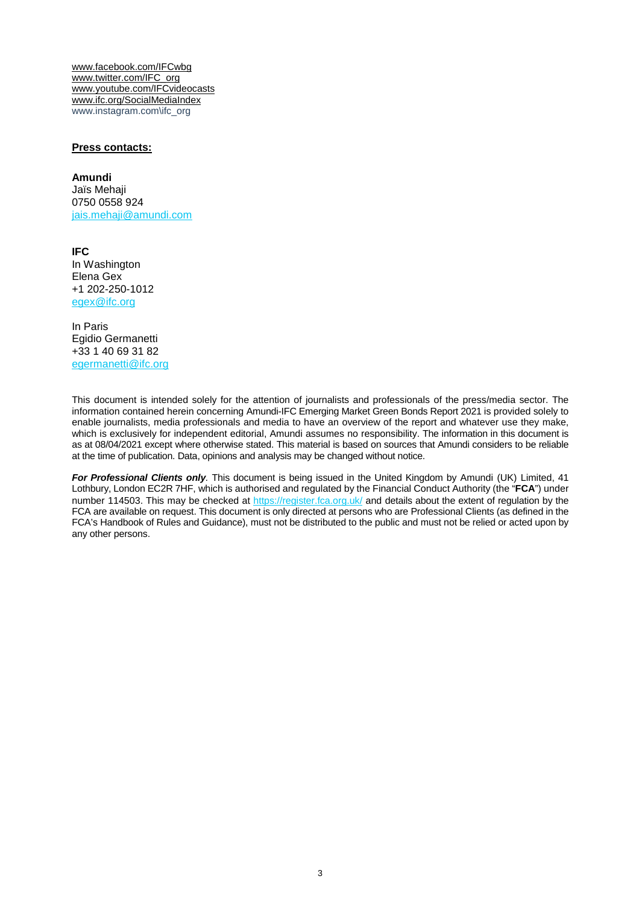www.facebook.com/IFCwbg
www.twitter.com/IFC_org
www.youtube.com/IFCvideocasts
www.ifc.org/SocialMediaIndex
www.instagram.com\ifc_org

**Press contacts:**

**Amundi**
Jaïs Mehaji
0750 0558 924
jais.mehaji@amundi.com

**IFC**
In Washington
Elena Gex
+1 202-250-1012
egex@ifc.org

In Paris
Egidio Germanetti
+33 1 40 69 31 82
egermanetti@ifc.org

This document is intended solely for the attention of journalists and professionals of the press/media sector. The information contained herein concerning Amundi-IFC Emerging Market Green Bonds Report 2021 is provided solely to enable journalists, media professionals and media to have an overview of the report and whatever use they make, which is exclusively for independent editorial, Amundi assumes no responsibility. The information in this document is as at 08/04/2021 except where otherwise stated. This material is based on sources that Amundi considers to be reliable at the time of publication. Data, opinions and analysis may be changed without notice.

***For Professional Clients only***. This document is being issued in the United Kingdom by Amundi (UK) Limited, 41 Lothbury, London EC2R 7HF, which is authorised and regulated by the Financial Conduct Authority (the "**FCA**") under number 114503. This may be checked at https://register.fca.org.uk/ and details about the extent of regulation by the FCA are available on request. This document is only directed at persons who are Professional Clients (as defined in the FCA's Handbook of Rules and Guidance), must not be distributed to the public and must not be relied or acted upon by any other persons.